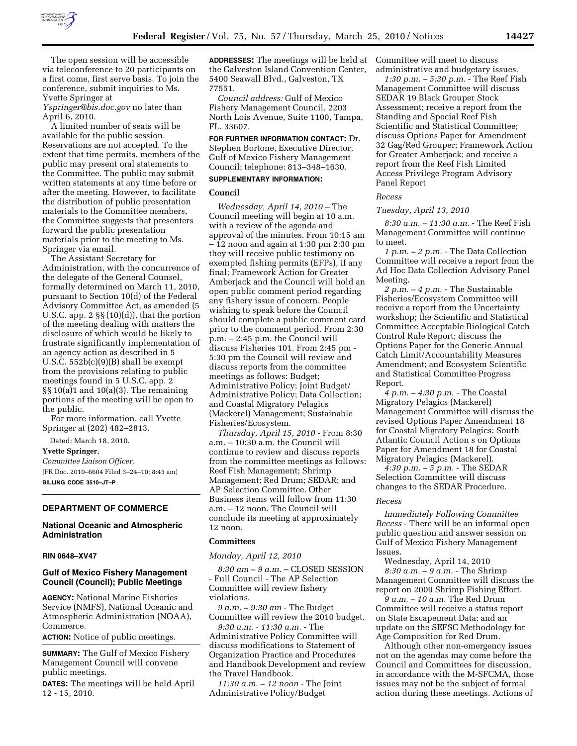The open session will be accessible via teleconference to 20 participants on a first come, first serve basis. To join the conference, submit inquiries to Ms. Yvette Springer at *Yspringer@bis.doc.gov* no later than April 6, 2010.

A limited number of seats will be available for the public session. Reservations are not accepted. To the extent that time permits, members of the public may present oral statements to the Committee. The public may submit written statements at any time before or after the meeting. However, to facilitate the distribution of public presentation materials to the Committee members, the Committee suggests that presenters forward the public presentation materials prior to the meeting to Ms. Springer via email.

The Assistant Secretary for Administration, with the concurrence of the delegate of the General Counsel, formally determined on March 11, 2010, pursuant to Section 10(d) of the Federal Advisory Committee Act, as amended (5 U.S.C. app. 2 §§ (10)(d)), that the portion of the meeting dealing with matters the disclosure of which would be likely to frustrate significantly implementation of an agency action as described in 5 U.S.C. 552b(c)(9)(B) shall be exempt from the provisions relating to public meetings found in 5 U.S.C. app. 2 §§ 10(a)1 and 10(a)(3). The remaining portions of the meeting will be open to the public.

For more information, call Yvette Springer at (202) 482–2813.

Dated: March 18, 2010.

**Yvette Springer,**

*Committee Liaison Officer.*

[FR Doc. 2010–6604 Filed 3–24–10; 8:45 am]

**BILLING CODE 3510–JT–P**

## DEPARTMENT OF COMMERCE

### National Oceanic and Atmospheric Administration

**RIN 0648–XV47**

### Gulf of Mexico Fishery Management Council (Council); Public Meetings

**AGENCY:** National Marine Fisheries Service (NMFS), National Oceanic and Atmospheric Administration (NOAA), Commerce.

**ACTION:** Notice of public meetings.

**SUMMARY:** The Gulf of Mexico Fishery Management Council will convene public meetings.

**DATES:** The meetings will be held April 12 - 15, 2010.

**ADDRESSES:** The meetings will be held at the Galveston Island Convention Center, 5400 Seawall Blvd., Galveston, TX 77551.

*Council address:* Gulf of Mexico Fishery Management Council, 2203 North Lois Avenue, Suite 1100, Tampa, FL, 33607.

**FOR FURTHER INFORMATION CONTACT:** Dr. Stephen Bortone, Executive Director, Gulf of Mexico Fishery Management Council; telephone: 813–348–1630.

**SUPPLEMENTARY INFORMATION:**

**Council**

*Wednesday, April 14, 2010* – The Council meeting will begin at 10 a.m. with a review of the agenda and approval of the minutes. From 10:15 am – 12 noon and again at 1:30 pm 2:30 pm they will receive public testimony on exempted fishing permits (EFPs), if any final; Framework Action for Greater Amberjack and the Council will hold an open public comment period regarding any fishery issue of concern. People wishing to speak before the Council should complete a public comment card prior to the comment period. From 2:30 p.m. – 2:45 p.m. the Council will discuss Fisheries 101. From 2:45 pm - 5:30 pm the Council will review and discuss reports from the committee meetings as follows: Budget; Administrative Policy; Joint Budget/ Administrative Policy; Data Collection; and Coastal Migratory Pelagics (Mackerel) Management; Sustainable Fisheries/Ecosystem.

*Thursday, April 15, 2010* - From 8:30 a.m. – 10:30 a.m. the Council will continue to review and discuss reports from the committee meetings as follows: Reef Fish Management; Shrimp Management; Red Drum; SEDAR; and AP Selection Committee. Other Business items will follow from 11:30 a.m. – 12 noon. The Council will conclude its meeting at approximately 12 noon.

**Committees**

*Monday, April 12, 2010*

*8:30 am – 9 a.m.* – CLOSED SESSION - Full Council - The AP Selection Committee will review fishery violations.

*9 a.m. – 9:30 am* - The Budget Committee will review the 2010 budget.

*9:30 a.m. - 11:30 a.m.* - The Administrative Policy Committee will discuss modifications to Statement of Organization Practice and Procedures and Handbook Development and review the Travel Handbook.

*11:30 a.m. – 12 noon* - The Joint Administrative Policy/Budget Committee will meet to discuss administrative and budgetary issues.

*1:30 p.m. – 5:30 p.m.* - The Reef Fish Management Committee will discuss SEDAR 19 Black Grouper Stock Assessment; receive a report from the Standing and Special Reef Fish Scientific and Statistical Committee; discuss Options Paper for Amendment 32 Gag/Red Grouper; Framework Action for Greater Amberjack; and receive a report from the Reef Fish Limited Access Privilege Program Advisory Panel Report

*Recess*

*Tuesday, April 13, 2010*

*8:30 a.m. – 11:30 a.m.* - The Reef Fish Management Committee will continue to meet.

*1 p.m. – 2 p.m.* - The Data Collection Committee will receive a report from the Ad Hoc Data Collection Advisory Panel Meeting.

*2 p.m. – 4 p.m.* - The Sustainable Fisheries/Ecosystem Committee will receive a report from the Uncertainty workshop; the Scientific and Statistical Committee Acceptable Biological Catch Control Rule Report; discuss the Options Paper for the Generic Annual Catch Limit/Accountability Measures Amendment; and Ecosystem Scientific and Statistical Committee Progress Report.

*4 p.m. – 4:30 p.m.* - The Coastal Migratory Pelagics (Mackerel) Management Committee will discuss the revised Options Paper Amendment 18 for Coastal Migratory Pelagics; South Atlantic Council Action s on Options Paper for Amendment 18 for Coastal Migratory Pelagics (Mackerel).

*4:30 p.m. – 5 p.m.* - The SEDAR Selection Committee will discuss changes to the SEDAR Procedure.

*Recess*

*Immediately Following Committee Recess* - There will be an informal open public question and answer session on Gulf of Mexico Fishery Management Issues.

Wednesday, April 14, 2010

*8:30 a.m. – 9 a.m.* - The Shrimp Management Committee will discuss the report on 2009 Shrimp Fishing Effort.

*9 a.m. – 10 a.m.* The Red Drum Committee will receive a status report on State Escapement Data; and an update on the SEFSC Methodology for Age Composition for Red Drum.

Although other non-emergency issues not on the agendas may come before the Council and Committees for discussion, in accordance with the M-SFCMA, those issues may not be the subject of formal action during these meetings. Actions of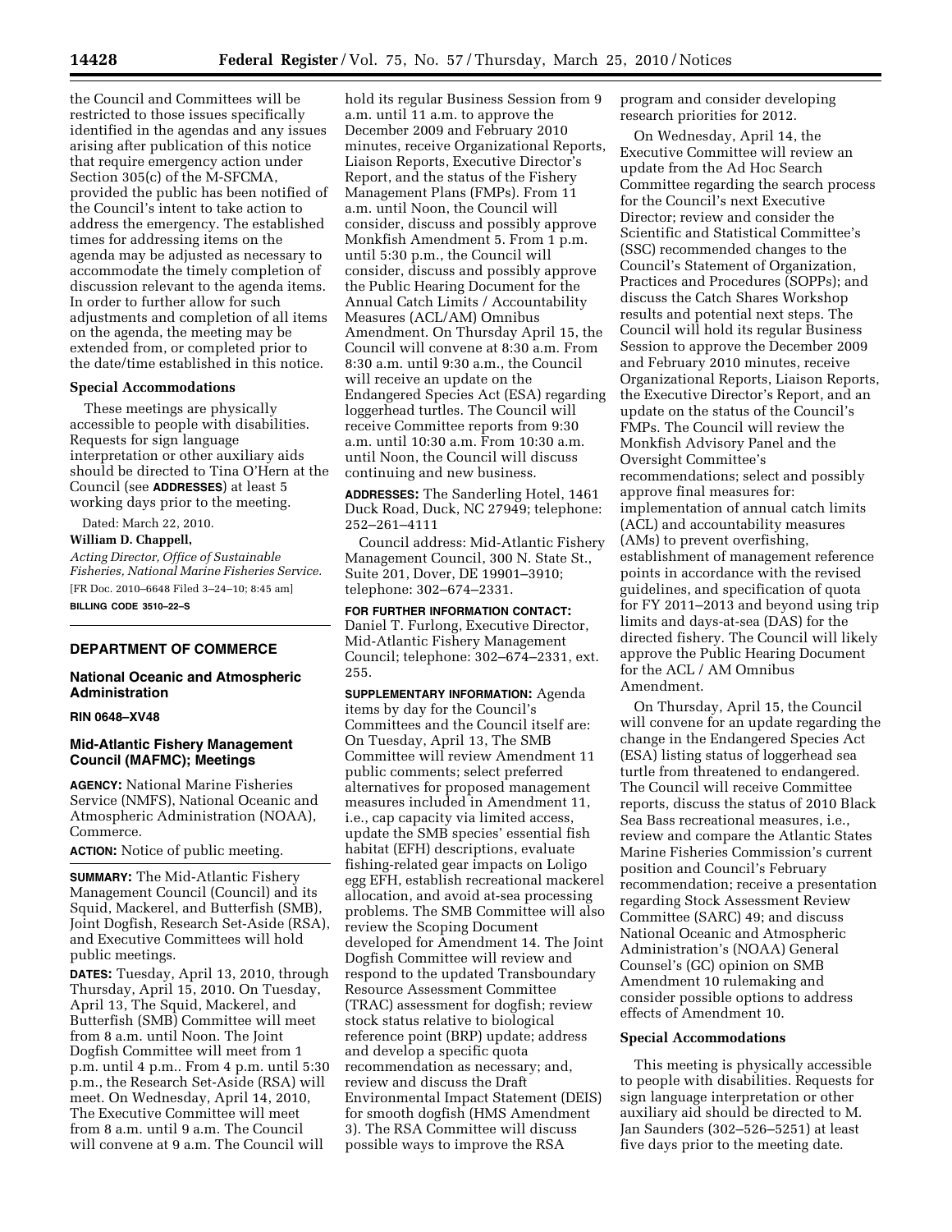the Council and Committees will be restricted to those issues specifically identified in the agendas and any issues arising after publication of this notice that require emergency action under Section 305(c) of the M-SFCMA, provided the public has been notified of the Council's intent to take action to address the emergency. The established times for addressing items on the agenda may be adjusted as necessary to accommodate the timely completion of discussion relevant to the agenda items. In order to further allow for such adjustments and completion of all items on the agenda, the meeting may be extended from, or completed prior to the date/time established in this notice.

**Special Accommodations**

These meetings are physically accessible to people with disabilities. Requests for sign language interpretation or other auxiliary aids should be directed to Tina O'Hern at the Council (see **ADDRESSES**) at least 5 working days prior to the meeting.

Dated: March 22, 2010.

**William D. Chappell,**

*Acting Director, Office of Sustainable Fisheries, National Marine Fisheries Service.*

[FR Doc. 2010–6648 Filed 3–24–10; 8:45 am]

**BILLING CODE 3510–22–S**

---

**DEPARTMENT OF COMMERCE**

**National Oceanic and Atmospheric Administration**

**RIN 0648–XV48**

**Mid-Atlantic Fishery Management Council (MAFMC); Meetings**

**AGENCY:** National Marine Fisheries Service (NMFS), National Oceanic and Atmospheric Administration (NOAA), Commerce.

**ACTION:** Notice of public meeting.

**SUMMARY:** The Mid-Atlantic Fishery Management Council (Council) and its Squid, Mackerel, and Butterfish (SMB), Joint Dogfish, Research Set-Aside (RSA), and Executive Committees will hold public meetings.

**DATES:** Tuesday, April 13, 2010, through Thursday, April 15, 2010. On Tuesday, April 13, The Squid, Mackerel, and Butterfish (SMB) Committee will meet from 8 a.m. until Noon. The Joint Dogfish Committee will meet from 1 p.m. until 4 p.m.. From 4 p.m. until 5:30 p.m., the Research Set-Aside (RSA) will meet. On Wednesday, April 14, 2010, The Executive Committee will meet from 8 a.m. until 9 a.m. The Council will convene at 9 a.m. The Council will hold its regular Business Session from 9 a.m. until 11 a.m. to approve the December 2009 and February 2010 minutes, receive Organizational Reports, Liaison Reports, Executive Director's Report, and the status of the Fishery Management Plans (FMPs). From 11 a.m. until Noon, the Council will consider, discuss and possibly approve Monkfish Amendment 5. From 1 p.m. until 5:30 p.m., the Council will consider, discuss and possibly approve the Public Hearing Document for the Annual Catch Limits / Accountability Measures (ACL/AM) Omnibus Amendment. On Thursday April 15, the Council will convene at 8:30 a.m. From 8:30 a.m. until 9:30 a.m., the Council will receive an update on the Endangered Species Act (ESA) regarding loggerhead turtles. The Council will receive Committee reports from 9:30 a.m. until 10:30 a.m. From 10:30 a.m. until Noon, the Council will discuss continuing and new business.

**ADDRESSES:** The Sanderling Hotel, 1461 Duck Road, Duck, NC 27949; telephone: 252–261–4111

Council address: Mid-Atlantic Fishery Management Council, 300 N. State St., Suite 201, Dover, DE 19901–3910; telephone: 302–674–2331.

**FOR FURTHER INFORMATION CONTACT:** Daniel T. Furlong, Executive Director, Mid-Atlantic Fishery Management Council; telephone: 302–674–2331, ext. 255.

**SUPPLEMENTARY INFORMATION:** Agenda items by day for the Council's Committees and the Council itself are: On Tuesday, April 13, The SMB Committee will review Amendment 11 public comments; select preferred alternatives for proposed management measures included in Amendment 11, i.e., cap capacity via limited access, update the SMB species' essential fish habitat (EFH) descriptions, evaluate fishing-related gear impacts on Loligo egg EFH, establish recreational mackerel allocation, and avoid at-sea processing problems. The SMB Committee will also review the Scoping Document developed for Amendment 14. The Joint Dogfish Committee will review and respond to the updated Transboundary Resource Assessment Committee (TRAC) assessment for dogfish; review stock status relative to biological reference point (BRP) update; address and develop a specific quota recommendation as necessary; and, review and discuss the Draft Environmental Impact Statement (DEIS) for smooth dogfish (HMS Amendment 3). The RSA Committee will discuss possible ways to improve the RSA program and consider developing research priorities for 2012.

On Wednesday, April 14, the Executive Committee will review an update from the Ad Hoc Search Committee regarding the search process for the Council's next Executive Director; review and consider the Scientific and Statistical Committee's (SSC) recommended changes to the Council's Statement of Organization, Practices and Procedures (SOPPs); and discuss the Catch Shares Workshop results and potential next steps. The Council will hold its regular Business Session to approve the December 2009 and February 2010 minutes, receive Organizational Reports, Liaison Reports, the Executive Director's Report, and an update on the status of the Council's FMPs. The Council will review the Monkfish Advisory Panel and the Oversight Committee's recommendations; select and possibly approve final measures for: implementation of annual catch limits (ACL) and accountability measures (AMs) to prevent overfishing, establishment of management reference points in accordance with the revised guidelines, and specification of quota for FY 2011–2013 and beyond using trip limits and days-at-sea (DAS) for the directed fishery. The Council will likely approve the Public Hearing Document for the ACL / AM Omnibus Amendment.

On Thursday, April 15, the Council will convene for an update regarding the change in the Endangered Species Act (ESA) listing status of loggerhead sea turtle from threatened to endangered. The Council will receive Committee reports, discuss the status of 2010 Black Sea Bass recreational measures, i.e., review and compare the Atlantic States Marine Fisheries Commission's current position and Council's February recommendation; receive a presentation regarding Stock Assessment Review Committee (SARC) 49; and discuss National Oceanic and Atmospheric Administration's (NOAA) General Counsel's (GC) opinion on SMB Amendment 10 rulemaking and consider possible options to address effects of Amendment 10.

**Special Accommodations**

This meeting is physically accessible to people with disabilities. Requests for sign language interpretation or other auxiliary aid should be directed to M. Jan Saunders (302–526–5251) at least five days prior to the meeting date.